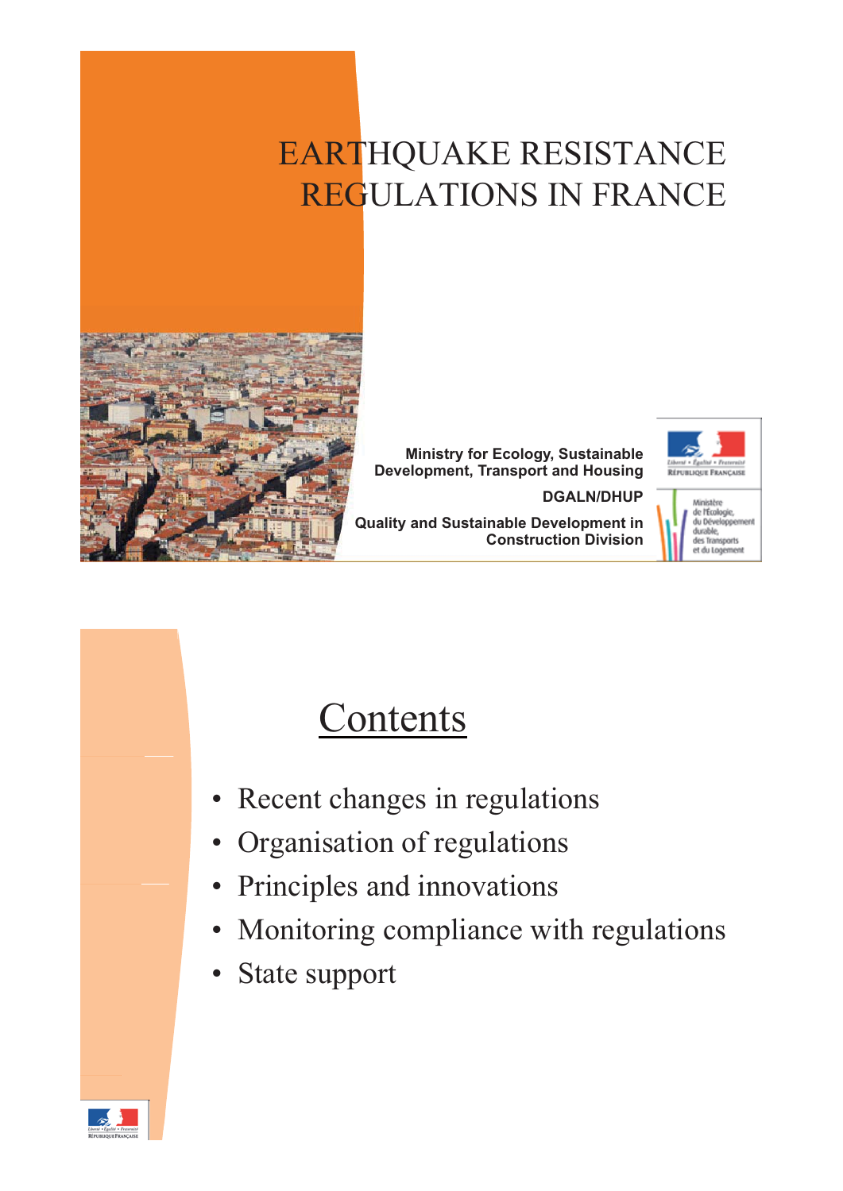# EARTHQUAKE RESISTANCE REGULATIONS IN FRANCE

**Ministry for Ecology, Sustainable Development, Transport and Housing**

**DGALN/DHUP**

**Quality and Sustainable Development in Construction Division**

Liberté • Égalité • Fraternité
RÉPUBLIQUE FRANÇAISE

Ministère de l'Écologie, du Développement durable, des Transports et du Logement

## Contents

- Recent changes in regulations
- Organisation of regulations
- Principles and innovations
- Monitoring compliance with regulations
- State support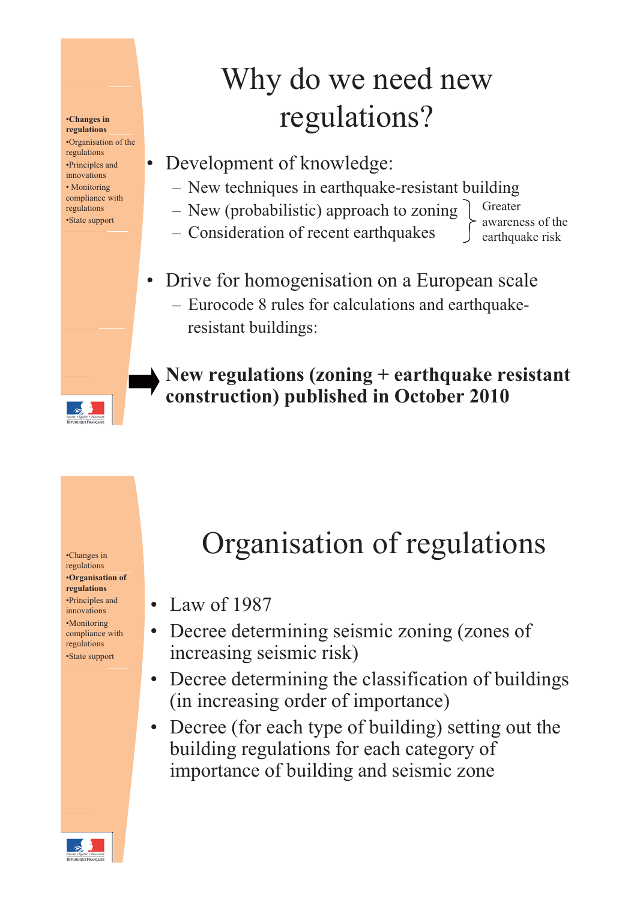# Why do we need new regulations?

- Development of knowledge:
  - New techniques in earthquake-resistant building
  - New (probabilistic) approach to zoning
  - Consideration of recent earthquakes

  } Greater awareness of the earthquake risk

- Drive for homogenisation on a European scale
  - Eurocode 8 rules for calculations and earthquake-resistant buildings:

➡ **New regulations (zoning + earthquake resistant construction) published in October 2010**

# Organisation of regulations

- Law of 1987
- Decree determining seismic zoning (zones of increasing seismic risk)
- Decree determining the classification of buildings (in increasing order of importance)
- Decree (for each type of building) setting out the building regulations for each category of importance of building and seismic zone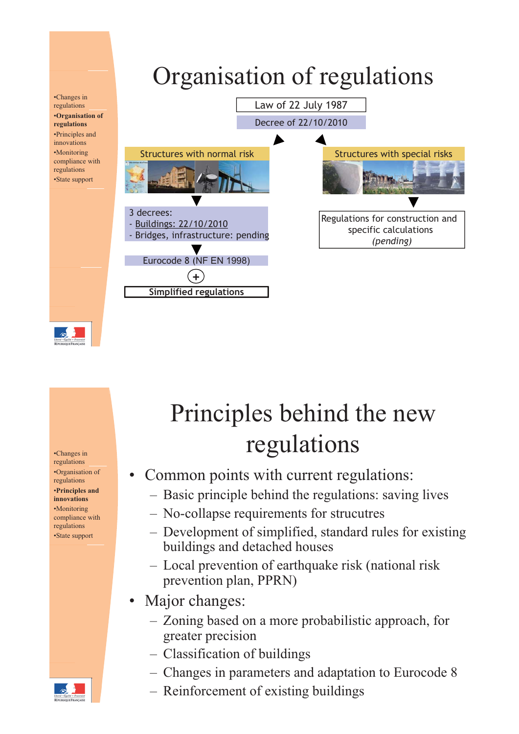•Changes in regulations
**•Organisation of regulations**
•Principles and innovations
•Monitoring compliance with regulations
•State support

# Organisation of regulations

Law of 22 July 1987

Decree of 22/10/2010

**Structures with normal risk**

3 decrees:
- Buildings: 22/10/2010
- Bridges, infrastructure: pending

Eurocode 8 (NF EN 1998)

+

**Simplified regulations**

**Structures with special risks**

Regulations for construction and specific calculations *(pending)*

•Changes in regulations
•Organisation of regulations
**•Principles and innovations**
•Monitoring compliance with regulations
•State support

# Principles behind the new regulations

- Common points with current regulations:
  - Basic principle behind the regulations: saving lives
  - No-collapse requirements for strucutres
  - Development of simplified, standard rules for existing buildings and detached houses
  - Local prevention of earthquake risk (national risk prevention plan, PPRN)
- Major changes:
  - Zoning based on a more probabilistic approach, for greater precision
  - Classification of buildings
  - Changes in parameters and adaptation to Eurocode 8
  - Reinforcement of existing buildings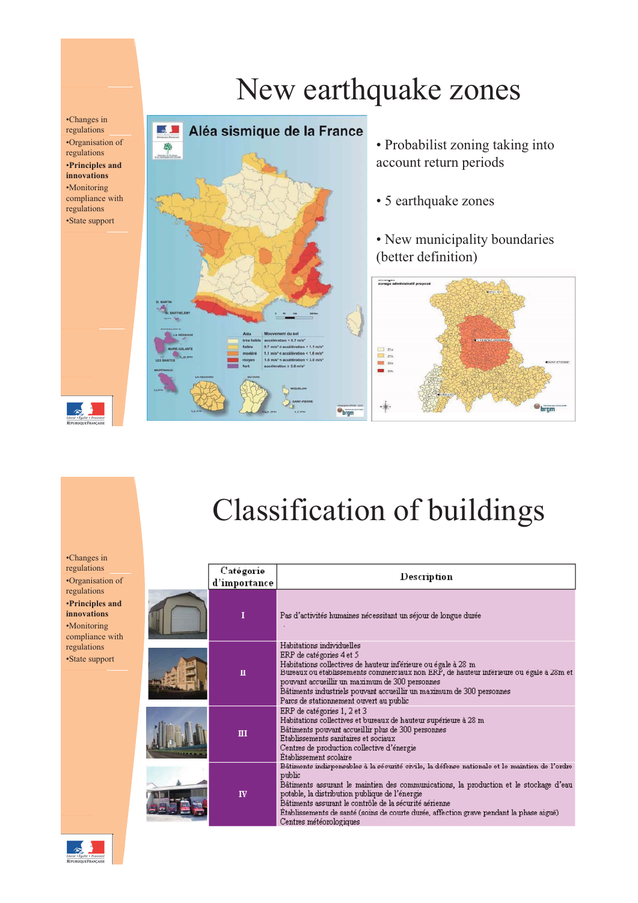# New earthquake zones

- •Changes in regulations
- •Organisation of regulations
- **•Principles and innovations**
- •Monitoring compliance with regulations
- •State support

- Probabilist zoning taking into account return periods
- 5 earthquake zones
- New municipality boundaries (better definition)

# Classification of buildings

- •Changes in regulations
- •Organisation of regulations
- **•Principles and innovations**
- •Monitoring compliance with regulations
- •State support

| Catégorie d'importance | Description |
|---|---|
| I | Pas d'activités humaines nécessitant un séjour de longue durée |
| II | Habitations individuelles<br>ERP de catégories 4 et 5<br>Habitations collectives de hauteur inférieure ou égale à 28 m<br>Bureaux ou établissements commerciaux non ERP, de hauteur inférieure ou égale à 28m et pouvant accueillir un maximum de 300 personnes<br>Bâtiments industriels pouvant accueillir un maximum de 300 personnes<br>Parcs de stationnement ouvert au public |
| III | ERP de catégories 1, 2 et 3<br>Habitations collectives et bureaux de hauteur supérieure à 28 m<br>Bâtiments pouvant accueillir plus de 300 personnes<br>Etablissements sanitaires et sociaux<br>Centres de production collective d'énergie<br>Établissement scolaire |
| IV | Bâtiments indispensables à la sécurité civile, la défense nationale et le maintien de l'ordre public<br>Bâtiments assurant le maintien des communications, la production et le stockage d'eau potable, la distribution publique de l'énergie<br>Bâtiments assurant le contrôle de la sécurité aérienne<br>Établissements de santé (soins de courte durée, affection grave pendant la phase aiguë)<br>Centres météorologiques |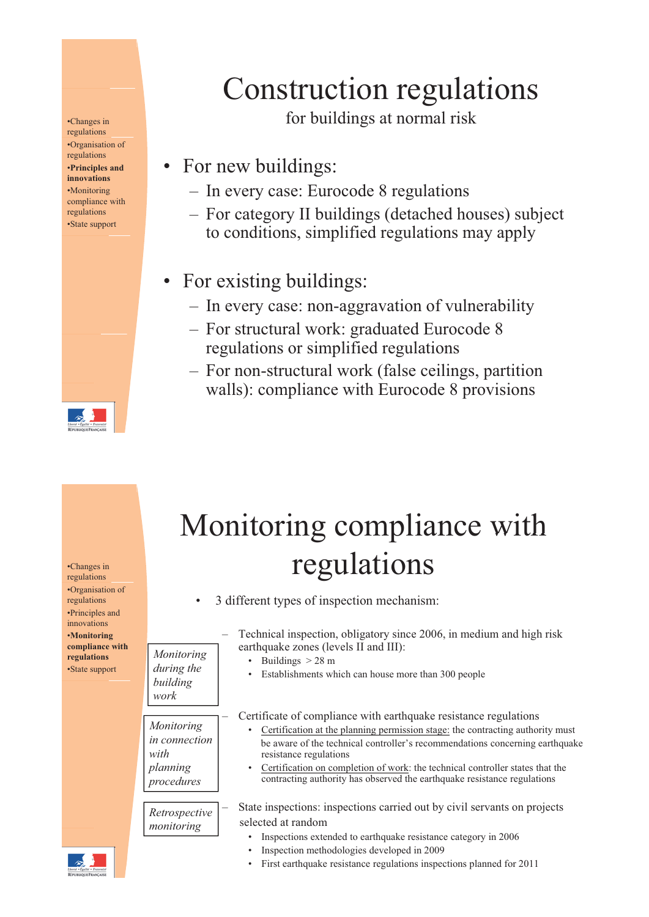# Construction regulations

for buildings at normal risk

- Changes in regulations
- Organisation of regulations
- **Principles and innovations**
- Monitoring compliance with regulations
- State support

- For new buildings:
  - In every case: Eurocode 8 regulations
  - For category II buildings (detached houses) subject to conditions, simplified regulations may apply
- For existing buildings:
  - In every case: non-aggravation of vulnerability
  - For structural work: graduated Eurocode 8 regulations or simplified regulations
  - For non-structural work (false ceilings, partition walls): compliance with Eurocode 8 provisions

# Monitoring compliance with regulations

- Changes in regulations
- Organisation of regulations
- Principles and innovations
- **Monitoring compliance with regulations**
- State support

- 3 different types of inspection mechanism:

*Monitoring during the building work*

- Technical inspection, obligatory since 2006, in medium and high risk earthquake zones (levels II and III):
  - Buildings > 28 m
  - Establishments which can house more than 300 people

*Monitoring in connection with planning procedures*

- Certificate of compliance with earthquake resistance regulations
  - Certification at the planning permission stage: the contracting authority must be aware of the technical controller's recommendations concerning earthquake resistance regulations
  - Certification on completion of work: the technical controller states that the contracting authority has observed the earthquake resistance regulations

*Retrospective monitoring*

- State inspections: inspections carried out by civil servants on projects selected at random
  - Inspections extended to earthquake resistance category in 2006
  - Inspection methodologies developed in 2009
  - First earthquake resistance regulations inspections planned for 2011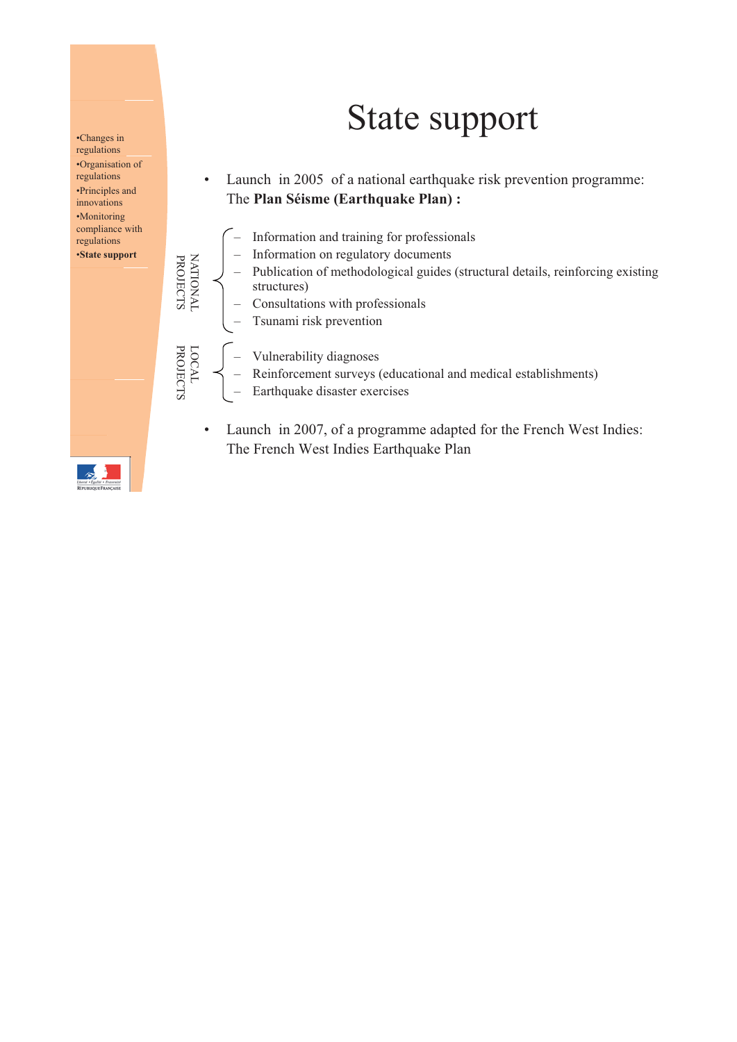- Changes in regulations
- Organisation of regulations
- Principles and innovations
- Monitoring compliance with regulations
- **State support**

# State support

- Launch in 2005 of a national earthquake risk prevention programme: The **Plan Séisme (Earthquake Plan) :**

NATIONAL PROJECTS

  - Information and training for professionals
  - Information on regulatory documents
  - Publication of methodological guides (structural details, reinforcing existing structures)
  - Consultations with professionals
  - Tsunami risk prevention

LOCAL PROJECTS

  - Vulnerability diagnoses
  - Reinforcement surveys (educational and medical establishments)
  - Earthquake disaster exercises

- Launch in 2007, of a programme adapted for the French West Indies: The French West Indies Earthquake Plan

Liberté • Égalité • Fraternité
RÉPUBLIQUE FRANÇAISE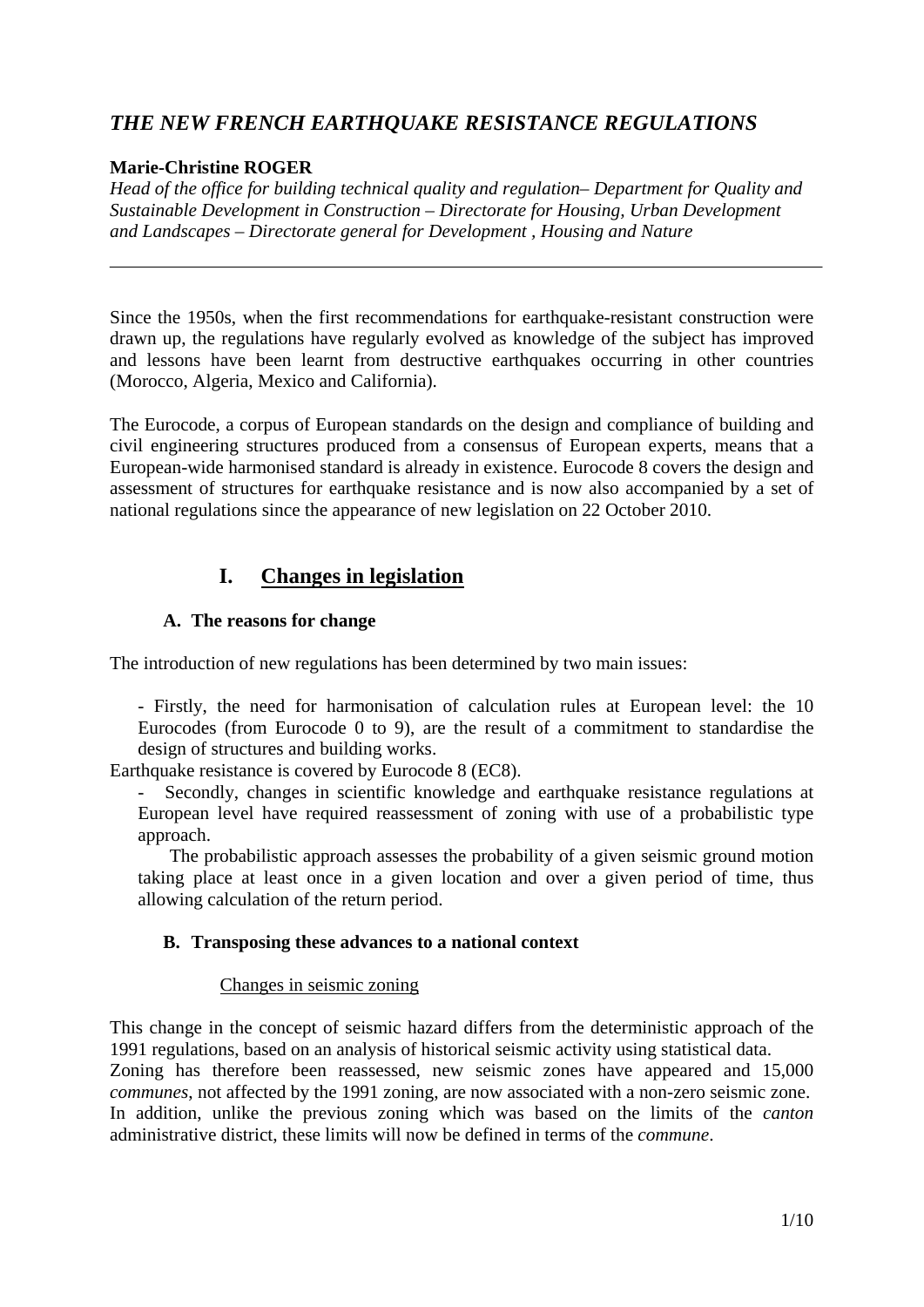# *THE NEW FRENCH EARTHQUAKE RESISTANCE REGULATIONS*

**Marie-Christine ROGER**

*Head of the office for building technical quality and regulation– Department for Quality and Sustainable Development in Construction – Directorate for Housing, Urban Development and Landscapes – Directorate general for Development , Housing and Nature*

---

Since the 1950s, when the first recommendations for earthquake-resistant construction were drawn up, the regulations have regularly evolved as knowledge of the subject has improved and lessons have been learnt from destructive earthquakes occurring in other countries (Morocco, Algeria, Mexico and California).

The Eurocode, a corpus of European standards on the design and compliance of building and civil engineering structures produced from a consensus of European experts, means that a European-wide harmonised standard is already in existence. Eurocode 8 covers the design and assessment of structures for earthquake resistance and is now also accompanied by a set of national regulations since the appearance of new legislation on 22 October 2010.

## I. Changes in legislation

### A. The reasons for change

The introduction of new regulations has been determined by two main issues:

- Firstly, the need for harmonisation of calculation rules at European level: the 10 Eurocodes (from Eurocode 0 to 9), are the result of a commitment to standardise the design of structures and building works.

Earthquake resistance is covered by Eurocode 8 (EC8).

- Secondly, changes in scientific knowledge and earthquake resistance regulations at European level have required reassessment of zoning with use of a probabilistic type approach.

  The probabilistic approach assesses the probability of a given seismic ground motion taking place at least once in a given location and over a given period of time, thus allowing calculation of the return period.

### B. Transposing these advances to a national context

Changes in seismic zoning

This change in the concept of seismic hazard differs from the deterministic approach of the 1991 regulations, based on an analysis of historical seismic activity using statistical data.
Zoning has therefore been reassessed, new seismic zones have appeared and 15,000 *communes*, not affected by the 1991 zoning, are now associated with a non-zero seismic zone.
In addition, unlike the previous zoning which was based on the limits of the *canton* administrative district, these limits will now be defined in terms of the *commune*.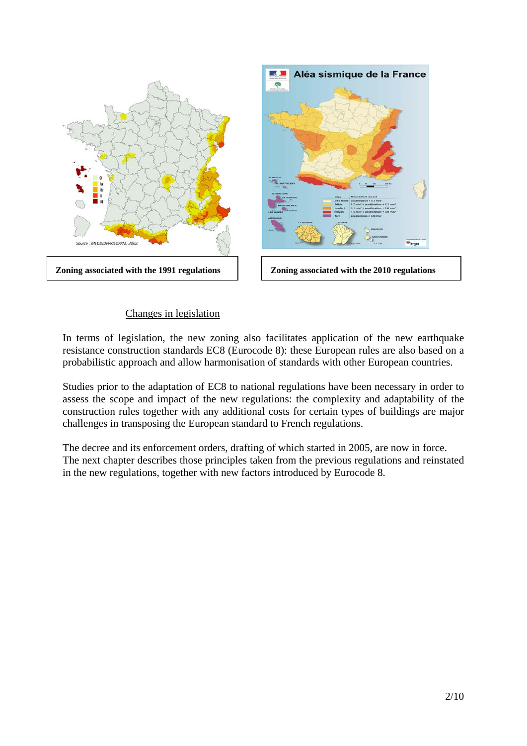Zoning associated with the 1991 regulations

Zoning associated with the 2010 regulations

<u>Changes in legislation</u>

In terms of legislation, the new zoning also facilitates application of the new earthquake resistance construction standards EC8 (Eurocode 8): these European rules are also based on a probabilistic approach and allow harmonisation of standards with other European countries.

Studies prior to the adaptation of EC8 to national regulations have been necessary in order to assess the scope and impact of the new regulations: the complexity and adaptability of the construction rules together with any additional costs for certain types of buildings are major challenges in transposing the European standard to French regulations.

The decree and its enforcement orders, drafting of which started in 2005, are now in force.
The next chapter describes those principles taken from the previous regulations and reinstated in the new regulations, together with new factors introduced by Eurocode 8.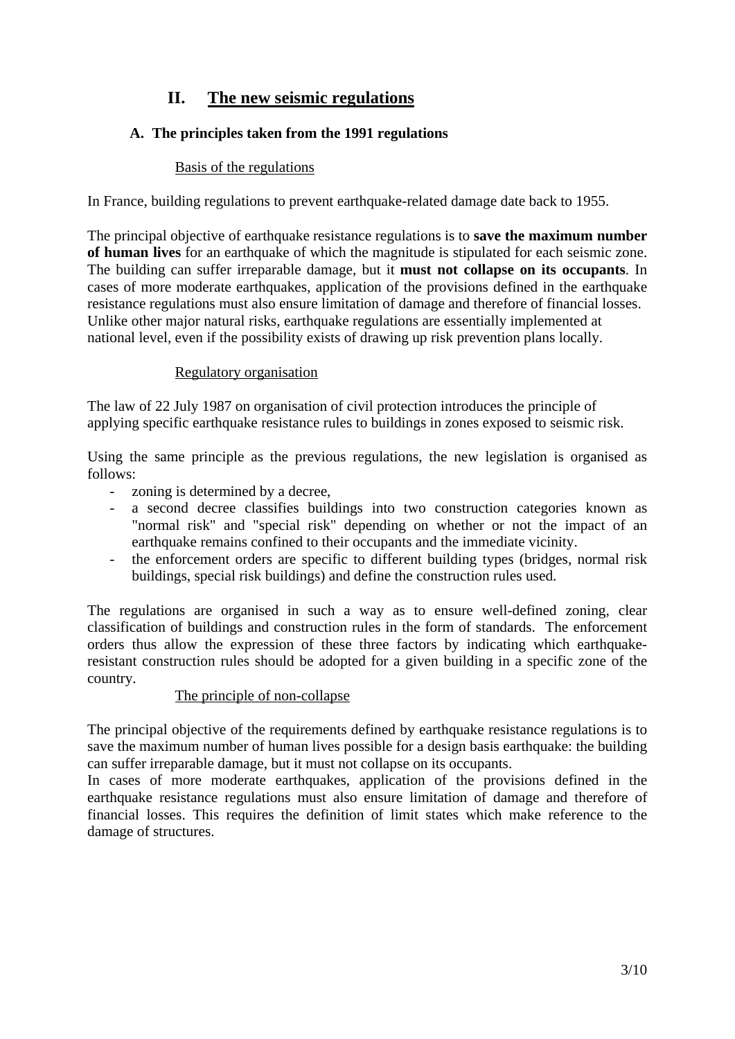# II. The new seismic regulations

## A. The principles taken from the 1991 regulations

### Basis of the regulations

In France, building regulations to prevent earthquake-related damage date back to 1955.

The principal objective of earthquake resistance regulations is to **save the maximum number of human lives** for an earthquake of which the magnitude is stipulated for each seismic zone. The building can suffer irreparable damage, but it **must not collapse on its occupants**. In cases of more moderate earthquakes, application of the provisions defined in the earthquake resistance regulations must also ensure limitation of damage and therefore of financial losses. Unlike other major natural risks, earthquake regulations are essentially implemented at national level, even if the possibility exists of drawing up risk prevention plans locally.

### Regulatory organisation

The law of 22 July 1987 on organisation of civil protection introduces the principle of applying specific earthquake resistance rules to buildings in zones exposed to seismic risk.

Using the same principle as the previous regulations, the new legislation is organised as follows:

- zoning is determined by a decree,
- a second decree classifies buildings into two construction categories known as "normal risk" and "special risk" depending on whether or not the impact of an earthquake remains confined to their occupants and the immediate vicinity.
- the enforcement orders are specific to different building types (bridges, normal risk buildings, special risk buildings) and define the construction rules used.

The regulations are organised in such a way as to ensure well-defined zoning, clear classification of buildings and construction rules in the form of standards. The enforcement orders thus allow the expression of these three factors by indicating which earthquake-resistant construction rules should be adopted for a given building in a specific zone of the country.

### The principle of non-collapse

The principal objective of the requirements defined by earthquake resistance regulations is to save the maximum number of human lives possible for a design basis earthquake: the building can suffer irreparable damage, but it must not collapse on its occupants.

In cases of more moderate earthquakes, application of the provisions defined in the earthquake resistance regulations must also ensure limitation of damage and therefore of financial losses. This requires the definition of limit states which make reference to the damage of structures.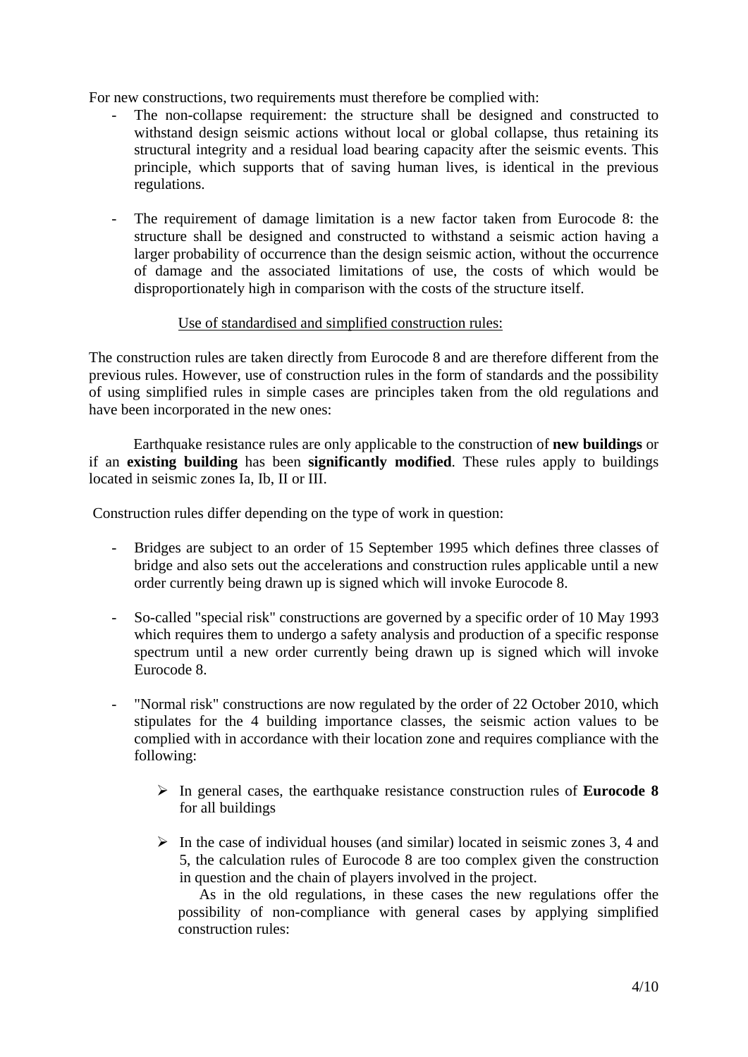For new constructions, two requirements must therefore be complied with:

- The non-collapse requirement: the structure shall be designed and constructed to withstand design seismic actions without local or global collapse, thus retaining its structural integrity and a residual load bearing capacity after the seismic events. This principle, which supports that of saving human lives, is identical in the previous regulations.

- The requirement of damage limitation is a new factor taken from Eurocode 8: the structure shall be designed and constructed to withstand a seismic action having a larger probability of occurrence than the design seismic action, without the occurrence of damage and the associated limitations of use, the costs of which would be disproportionately high in comparison with the costs of the structure itself.

Use of standardised and simplified construction rules:

The construction rules are taken directly from Eurocode 8 and are therefore different from the previous rules. However, use of construction rules in the form of standards and the possibility of using simplified rules in simple cases are principles taken from the old regulations and have been incorporated in the new ones:

Earthquake resistance rules are only applicable to the construction of **new buildings** or if an **existing building** has been **significantly modified**. These rules apply to buildings located in seismic zones Ia, Ib, II or III.

Construction rules differ depending on the type of work in question:

- Bridges are subject to an order of 15 September 1995 which defines three classes of bridge and also sets out the accelerations and construction rules applicable until a new order currently being drawn up is signed which will invoke Eurocode 8.

- So-called "special risk" constructions are governed by a specific order of 10 May 1993 which requires them to undergo a safety analysis and production of a specific response spectrum until a new order currently being drawn up is signed which will invoke Eurocode 8.

- "Normal risk" constructions are now regulated by the order of 22 October 2010, which stipulates for the 4 building importance classes, the seismic action values to be complied with in accordance with their location zone and requires compliance with the following:

  - In general cases, the earthquake resistance construction rules of **Eurocode 8** for all buildings

  - In the case of individual houses (and similar) located in seismic zones 3, 4 and 5, the calculation rules of Eurocode 8 are too complex given the construction in question and the chain of players involved in the project.

    As in the old regulations, in these cases the new regulations offer the possibility of non-compliance with general cases by applying simplified construction rules: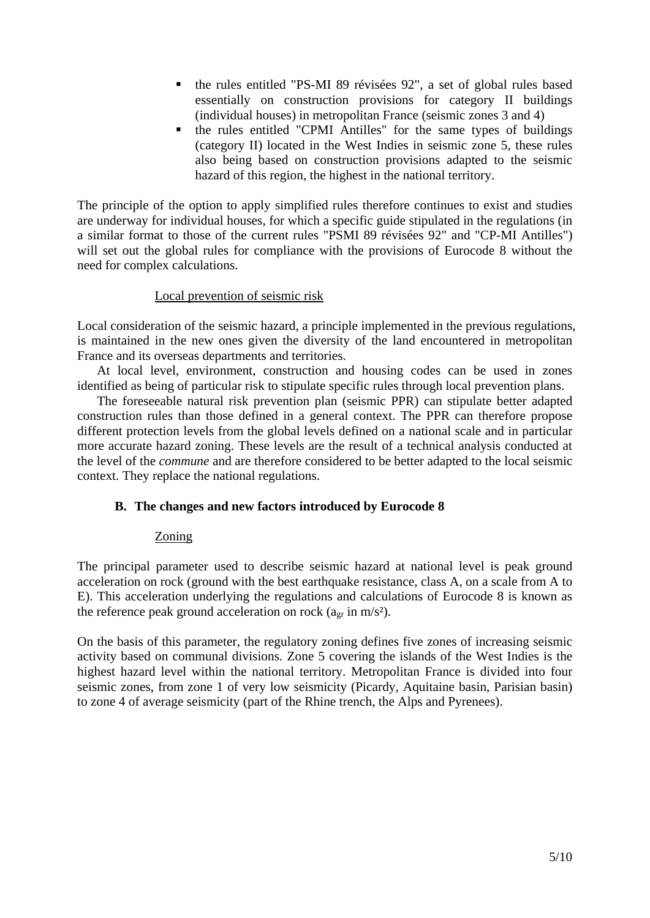- the rules entitled "PS-MI 89 révisées 92", a set of global rules based essentially on construction provisions for category II buildings (individual houses) in metropolitan France (seismic zones 3 and 4)
- the rules entitled "CPMI Antilles" for the same types of buildings (category II) located in the West Indies in seismic zone 5, these rules also being based on construction provisions adapted to the seismic hazard of this region, the highest in the national territory.

The principle of the option to apply simplified rules therefore continues to exist and studies are underway for individual houses, for which a specific guide stipulated in the regulations (in a similar format to those of the current rules "PSMI 89 révisées 92" and "CP-MI Antilles") will set out the global rules for compliance with the provisions of Eurocode 8 without the need for complex calculations.

Local prevention of seismic risk

Local consideration of the seismic hazard, a principle implemented in the previous regulations, is maintained in the new ones given the diversity of the land encountered in metropolitan France and its overseas departments and territories.

At local level, environment, construction and housing codes can be used in zones identified as being of particular risk to stipulate specific rules through local prevention plans.

The foreseeable natural risk prevention plan (seismic PPR) can stipulate better adapted construction rules than those defined in a general context. The PPR can therefore propose different protection levels from the global levels defined on a national scale and in particular more accurate hazard zoning. These levels are the result of a technical analysis conducted at the level of the *commune* and are therefore considered to be better adapted to the local seismic context. They replace the national regulations.

### B. The changes and new factors introduced by Eurocode 8

Zoning

The principal parameter used to describe seismic hazard at national level is peak ground acceleration on rock (ground with the best earthquake resistance, class A, on a scale from A to E). This acceleration underlying the regulations and calculations of Eurocode 8 is known as the reference peak ground acceleration on rock ($a_{gr}$ in m/s²).

On the basis of this parameter, the regulatory zoning defines five zones of increasing seismic activity based on communal divisions. Zone 5 covering the islands of the West Indies is the highest hazard level within the national territory. Metropolitan France is divided into four seismic zones, from zone 1 of very low seismicity (Picardy, Aquitaine basin, Parisian basin) to zone 4 of average seismicity (part of the Rhine trench, the Alps and Pyrenees).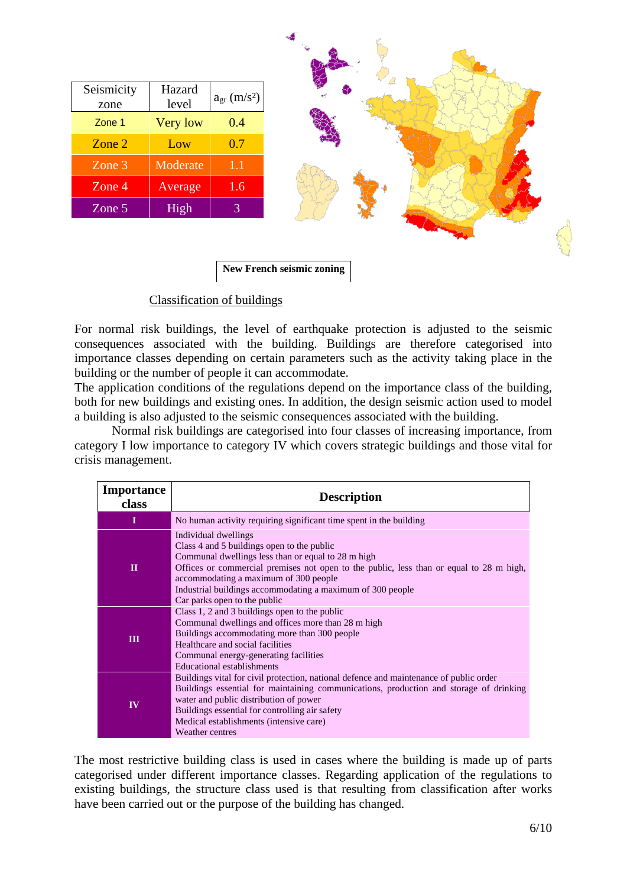| Seismicity zone | Hazard level | $a_{gr}$ (m/s²) |
|---|---|---|
| Zone 1 | Very low | 0.4 |
| Zone 2 | Low | 0.7 |
| Zone 3 | Moderate | 1.1 |
| Zone 4 | Average | 1.6 |
| Zone 5 | High | 3 |

**New French seismic zoning**

## Classification of buildings

For normal risk buildings, the level of earthquake protection is adjusted to the seismic consequences associated with the building. Buildings are therefore categorised into importance classes depending on certain parameters such as the activity taking place in the building or the number of people it can accommodate.

The application conditions of the regulations depend on the importance class of the building, both for new buildings and existing ones. In addition, the design seismic action used to model a building is also adjusted to the seismic consequences associated with the building.

Normal risk buildings are categorised into four classes of increasing importance, from category I low importance to category IV which covers strategic buildings and those vital for crisis management.

| Importance class | Description |
|---|---|
| **I** | No human activity requiring significant time spent in the building |
| **II** | Individual dwellings<br>Class 4 and 5 buildings open to the public<br>Communal dwellings less than or equal to 28 m high<br>Offices or commercial premises not open to the public, less than or equal to 28 m high, accommodating a maximum of 300 people<br>Industrial buildings accommodating a maximum of 300 people<br>Car parks open to the public |
| **III** | Class 1, 2 and 3 buildings open to the public<br>Communal dwellings and offices more than 28 m high<br>Buildings accommodating more than 300 people<br>Healthcare and social facilities<br>Communal energy-generating facilities<br>Educational establishments |
| **IV** | Buildings vital for civil protection, national defence and maintenance of public order<br>Buildings essential for maintaining communications, production and storage of drinking water and public distribution of power<br>Buildings essential for controlling air safety<br>Medical establishments (intensive care)<br>Weather centres |

The most restrictive building class is used in cases where the building is made up of parts categorised under different importance classes. Regarding application of the regulations to existing buildings, the structure class used is that resulting from classification after works have been carried out or the purpose of the building has changed.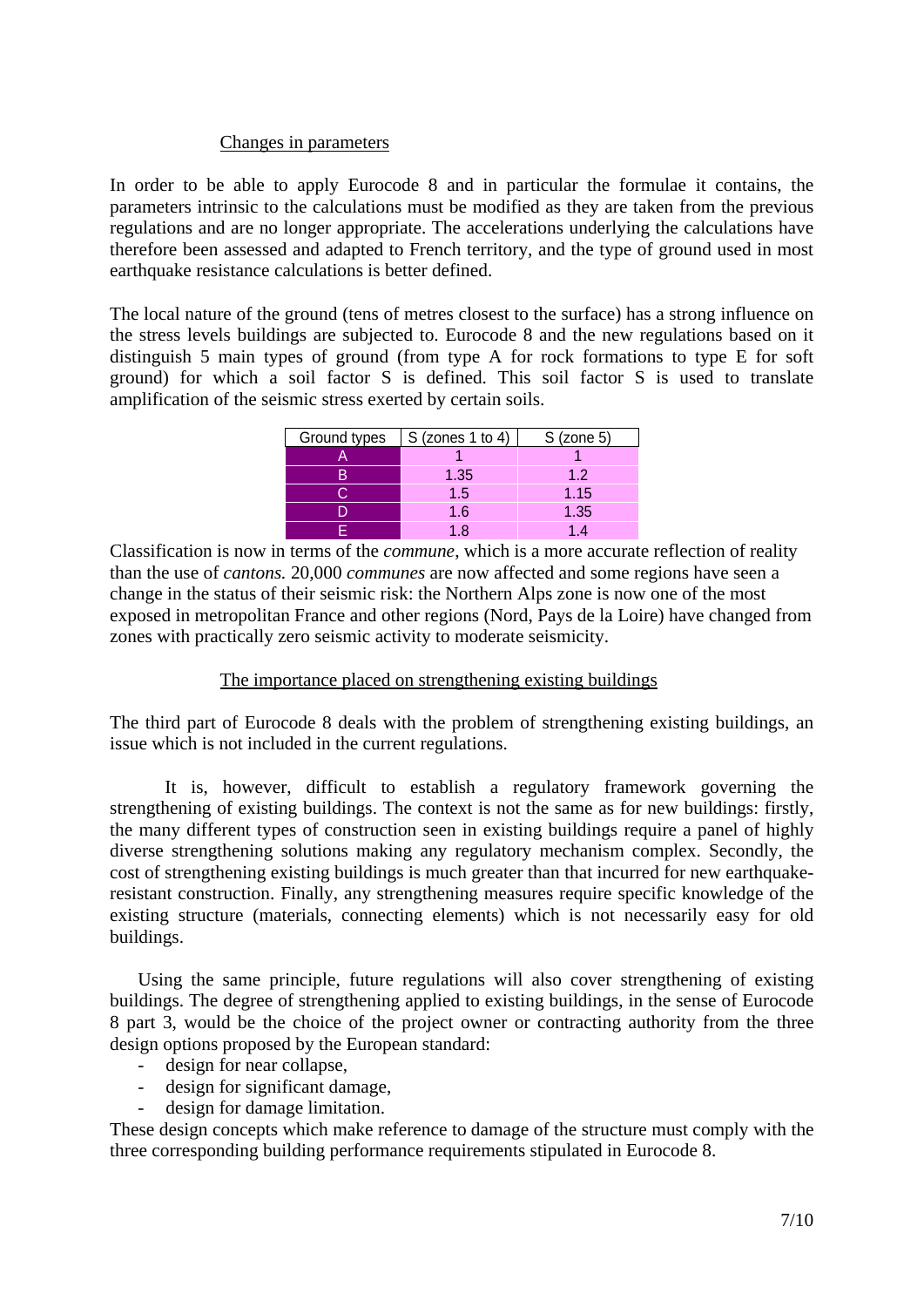## Changes in parameters

In order to be able to apply Eurocode 8 and in particular the formulae it contains, the parameters intrinsic to the calculations must be modified as they are taken from the previous regulations and are no longer appropriate. The accelerations underlying the calculations have therefore been assessed and adapted to French territory, and the type of ground used in most earthquake resistance calculations is better defined.

The local nature of the ground (tens of metres closest to the surface) has a strong influence on the stress levels buildings are subjected to. Eurocode 8 and the new regulations based on it distinguish 5 main types of ground (from type A for rock formations to type E for soft ground) for which a soil factor S is defined. This soil factor S is used to translate amplification of the seismic stress exerted by certain soils.

| Ground types | S (zones 1 to 4) | S (zone 5) |
|---|---|---|
| A | 1 | 1 |
| B | 1.35 | 1.2 |
| C | 1.5 | 1.15 |
| D | 1.6 | 1.35 |
| E | 1.8 | 1.4 |

Classification is now in terms of the *commune*, which is a more accurate reflection of reality than the use of *cantons.* 20,000 *communes* are now affected and some regions have seen a change in the status of their seismic risk: the Northern Alps zone is now one of the most exposed in metropolitan France and other regions (Nord, Pays de la Loire) have changed from zones with practically zero seismic activity to moderate seismicity.

## The importance placed on strengthening existing buildings

The third part of Eurocode 8 deals with the problem of strengthening existing buildings, an issue which is not included in the current regulations.

It is, however, difficult to establish a regulatory framework governing the strengthening of existing buildings. The context is not the same as for new buildings: firstly, the many different types of construction seen in existing buildings require a panel of highly diverse strengthening solutions making any regulatory mechanism complex. Secondly, the cost of strengthening existing buildings is much greater than that incurred for new earthquake-resistant construction. Finally, any strengthening measures require specific knowledge of the existing structure (materials, connecting elements) which is not necessarily easy for old buildings.

Using the same principle, future regulations will also cover strengthening of existing buildings. The degree of strengthening applied to existing buildings, in the sense of Eurocode 8 part 3, would be the choice of the project owner or contracting authority from the three design options proposed by the European standard:

- design for near collapse,
- design for significant damage,
- design for damage limitation.

These design concepts which make reference to damage of the structure must comply with the three corresponding building performance requirements stipulated in Eurocode 8.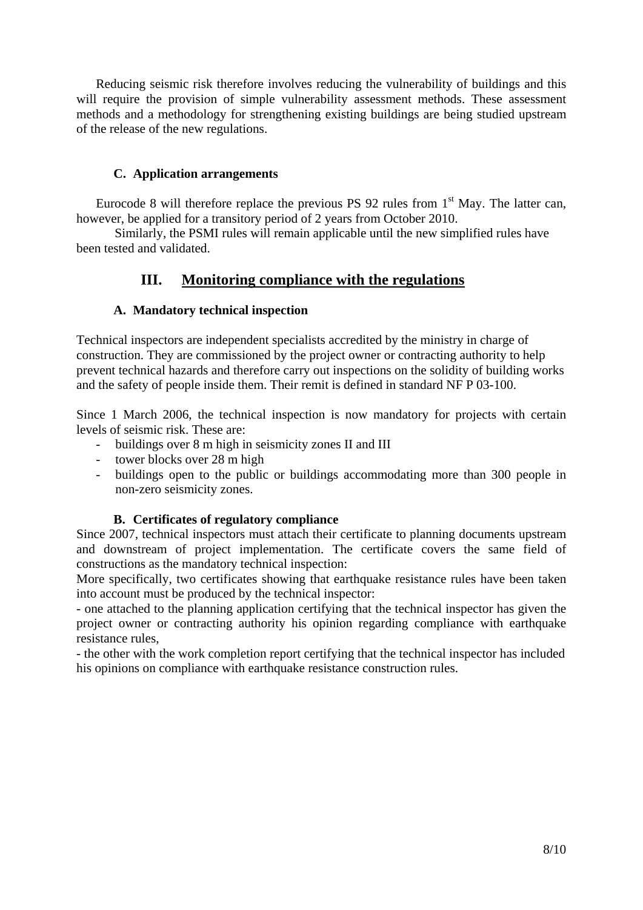Reducing seismic risk therefore involves reducing the vulnerability of buildings and this will require the provision of simple vulnerability assessment methods. These assessment methods and a methodology for strengthening existing buildings are being studied upstream of the release of the new regulations.

### C. Application arrangements

Eurocode 8 will therefore replace the previous PS 92 rules from 1st May. The latter can, however, be applied for a transitory period of 2 years from October 2010.

Similarly, the PSMI rules will remain applicable until the new simplified rules have been tested and validated.

## III. Monitoring compliance with the regulations

### A. Mandatory technical inspection

Technical inspectors are independent specialists accredited by the ministry in charge of construction. They are commissioned by the project owner or contracting authority to help prevent technical hazards and therefore carry out inspections on the solidity of building works and the safety of people inside them. Their remit is defined in standard NF P 03-100.

Since 1 March 2006, the technical inspection is now mandatory for projects with certain levels of seismic risk. These are:

- buildings over 8 m high in seismicity zones II and III
- tower blocks over 28 m high
- buildings open to the public or buildings accommodating more than 300 people in non-zero seismicity zones.

### B. Certificates of regulatory compliance

Since 2007, technical inspectors must attach their certificate to planning documents upstream and downstream of project implementation. The certificate covers the same field of constructions as the mandatory technical inspection:

More specifically, two certificates showing that earthquake resistance rules have been taken into account must be produced by the technical inspector:

- one attached to the planning application certifying that the technical inspector has given the project owner or contracting authority his opinion regarding compliance with earthquake resistance rules,

- the other with the work completion report certifying that the technical inspector has included his opinions on compliance with earthquake resistance construction rules.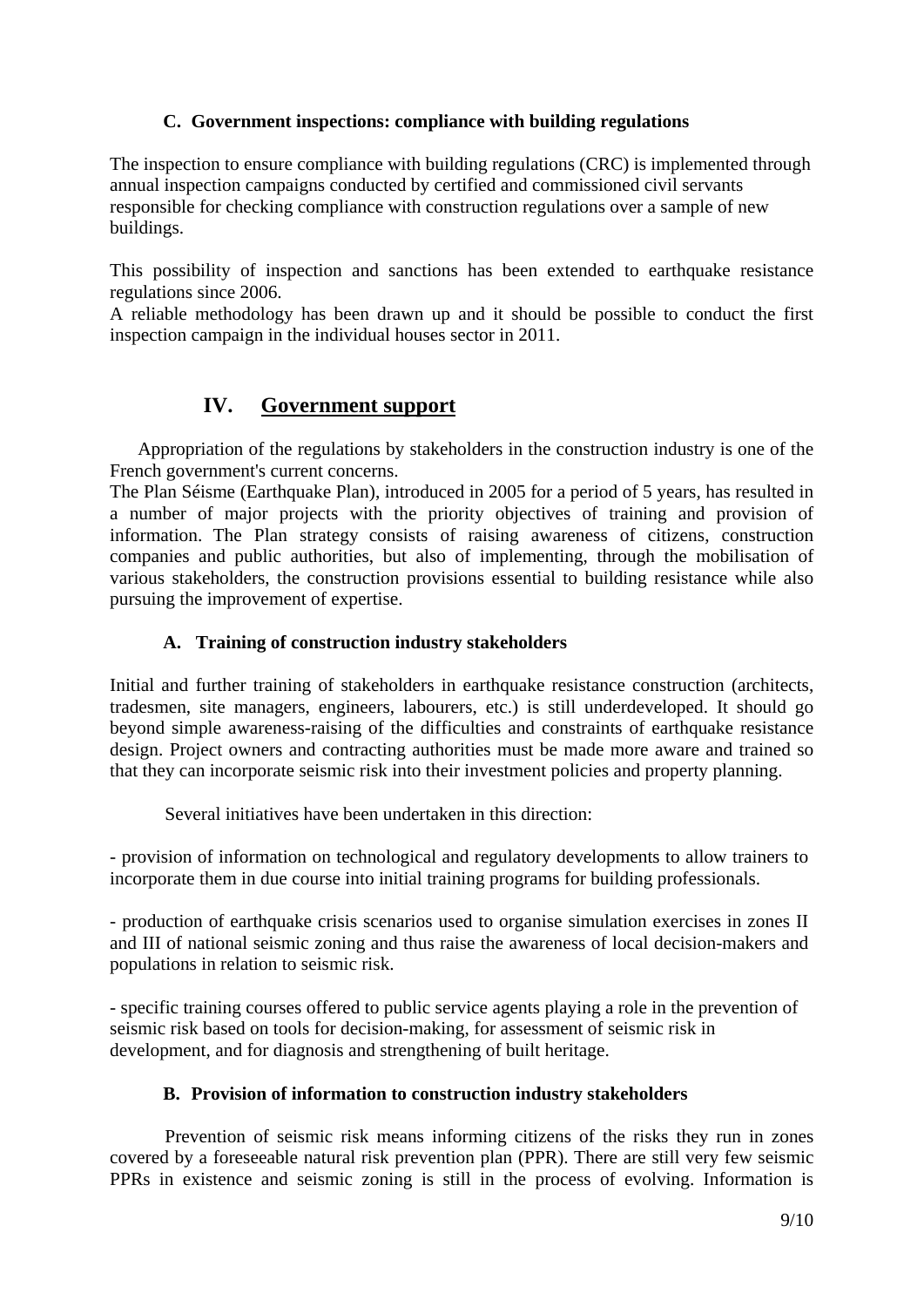### C. Government inspections: compliance with building regulations

The inspection to ensure compliance with building regulations (CRC) is implemented through annual inspection campaigns conducted by certified and commissioned civil servants responsible for checking compliance with construction regulations over a sample of new buildings.

This possibility of inspection and sanctions has been extended to earthquake resistance regulations since 2006.
A reliable methodology has been drawn up and it should be possible to conduct the first inspection campaign in the individual houses sector in 2011.

## IV. Government support

Appropriation of the regulations by stakeholders in the construction industry is one of the French government's current concerns.
The Plan Séisme (Earthquake Plan), introduced in 2005 for a period of 5 years, has resulted in a number of major projects with the priority objectives of training and provision of information. The Plan strategy consists of raising awareness of citizens, construction companies and public authorities, but also of implementing, through the mobilisation of various stakeholders, the construction provisions essential to building resistance while also pursuing the improvement of expertise.

### A. Training of construction industry stakeholders

Initial and further training of stakeholders in earthquake resistance construction (architects, tradesmen, site managers, engineers, labourers, etc.) is still underdeveloped. It should go beyond simple awareness-raising of the difficulties and constraints of earthquake resistance design. Project owners and contracting authorities must be made more aware and trained so that they can incorporate seismic risk into their investment policies and property planning.

Several initiatives have been undertaken in this direction:

- provision of information on technological and regulatory developments to allow trainers to incorporate them in due course into initial training programs for building professionals.

- production of earthquake crisis scenarios used to organise simulation exercises in zones II and III of national seismic zoning and thus raise the awareness of local decision-makers and populations in relation to seismic risk.

- specific training courses offered to public service agents playing a role in the prevention of seismic risk based on tools for decision-making, for assessment of seismic risk in development, and for diagnosis and strengthening of built heritage.

### B. Provision of information to construction industry stakeholders

Prevention of seismic risk means informing citizens of the risks they run in zones covered by a foreseeable natural risk prevention plan (PPR). There are still very few seismic PPRs in existence and seismic zoning is still in the process of evolving. Information is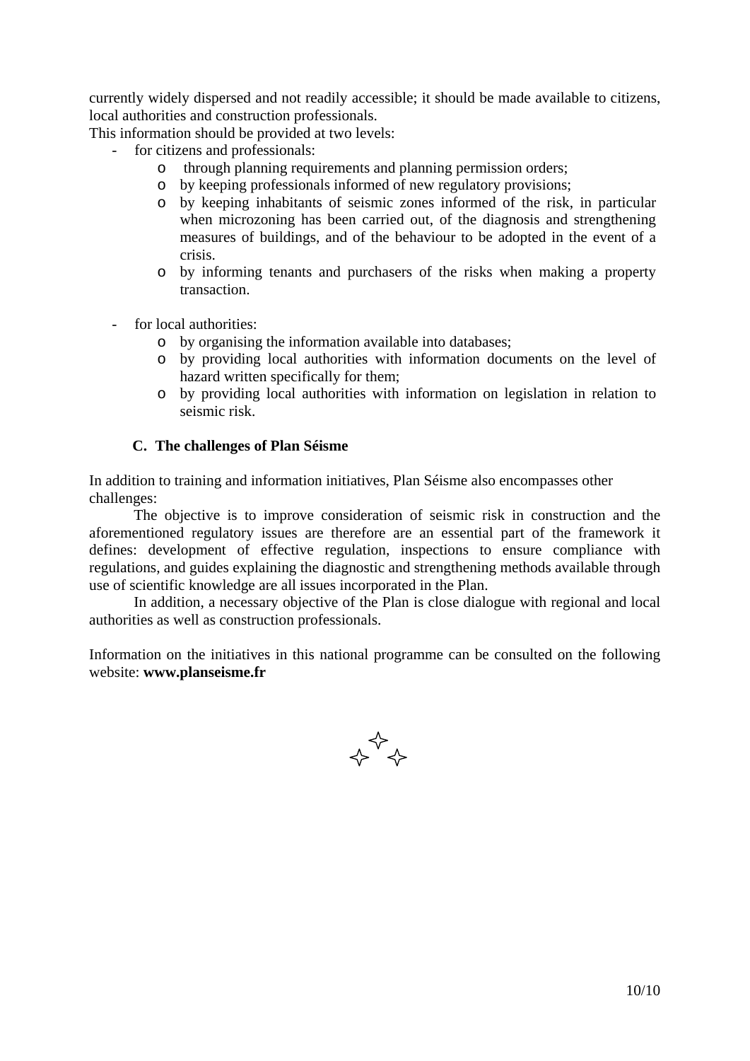currently widely dispersed and not readily accessible; it should be made available to citizens, local authorities and construction professionals.

This information should be provided at two levels:

- for citizens and professionals:
  - through planning requirements and planning permission orders;
  - by keeping professionals informed of new regulatory provisions;
  - by keeping inhabitants of seismic zones informed of the risk, in particular when microzoning has been carried out, of the diagnosis and strengthening measures of buildings, and of the behaviour to be adopted in the event of a crisis.
  - by informing tenants and purchasers of the risks when making a property transaction.

- for local authorities:
  - by organising the information available into databases;
  - by providing local authorities with information documents on the level of hazard written specifically for them;
  - by providing local authorities with information on legislation in relation to seismic risk.

### C. The challenges of Plan Séisme

In addition to training and information initiatives, Plan Séisme also encompasses other challenges:

The objective is to improve consideration of seismic risk in construction and the aforementioned regulatory issues are therefore are an essential part of the framework it defines: development of effective regulation, inspections to ensure compliance with regulations, and guides explaining the diagnostic and strengthening methods available through use of scientific knowledge are all issues incorporated in the Plan.

In addition, a necessary objective of the Plan is close dialogue with regional and local authorities as well as construction professionals.

Information on the initiatives in this national programme can be consulted on the following website: **www.planseisme.fr**

✧
✧ ✧